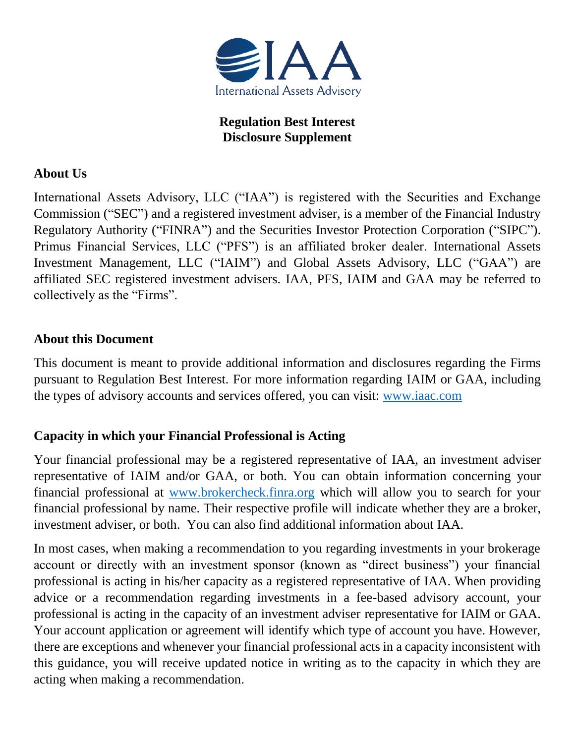IAA
International Assets Advisory

# Regulation Best Interest
# Disclosure Supplement

## About Us

International Assets Advisory, LLC ("IAA") is registered with the Securities and Exchange Commission ("SEC") and a registered investment adviser, is a member of the Financial Industry Regulatory Authority ("FINRA") and the Securities Investor Protection Corporation ("SIPC"). Primus Financial Services, LLC ("PFS") is an affiliated broker dealer. International Assets Investment Management, LLC ("IAIM") and Global Assets Advisory, LLC ("GAA") are affiliated SEC registered investment advisers. IAA, PFS, IAIM and GAA may be referred to collectively as the "Firms".

## About this Document

This document is meant to provide additional information and disclosures regarding the Firms pursuant to Regulation Best Interest. For more information regarding IAIM or GAA, including the types of advisory accounts and services offered, you can visit: www.iaac.com

## Capacity in which your Financial Professional is Acting

Your financial professional may be a registered representative of IAA, an investment adviser representative of IAIM and/or GAA, or both. You can obtain information concerning your financial professional at www.brokercheck.finra.org which will allow you to search for your financial professional by name. Their respective profile will indicate whether they are a broker, investment adviser, or both. You can also find additional information about IAA.

In most cases, when making a recommendation to you regarding investments in your brokerage account or directly with an investment sponsor (known as "direct business") your financial professional is acting in his/her capacity as a registered representative of IAA. When providing advice or a recommendation regarding investments in a fee-based advisory account, your professional is acting in the capacity of an investment adviser representative for IAIM or GAA. Your account application or agreement will identify which type of account you have. However, there are exceptions and whenever your financial professional acts in a capacity inconsistent with this guidance, you will receive updated notice in writing as to the capacity in which they are acting when making a recommendation.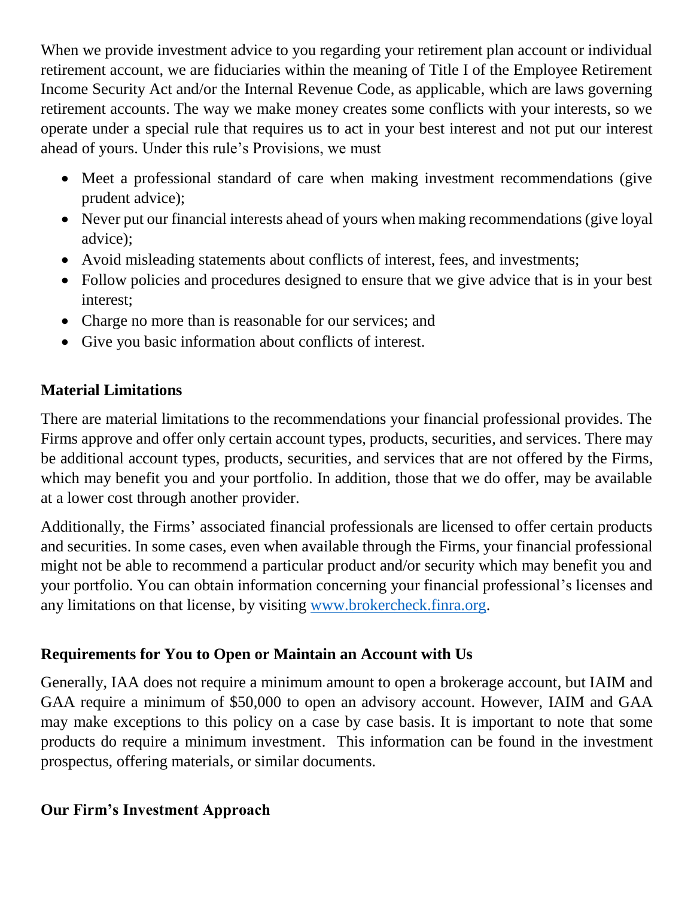When we provide investment advice to you regarding your retirement plan account or individual retirement account, we are fiduciaries within the meaning of Title I of the Employee Retirement Income Security Act and/or the Internal Revenue Code, as applicable, which are laws governing retirement accounts. The way we make money creates some conflicts with your interests, so we operate under a special rule that requires us to act in your best interest and not put our interest ahead of yours. Under this rule's Provisions, we must

- Meet a professional standard of care when making investment recommendations (give prudent advice);
- Never put our financial interests ahead of yours when making recommendations (give loyal advice);
- Avoid misleading statements about conflicts of interest, fees, and investments;
- Follow policies and procedures designed to ensure that we give advice that is in your best interest;
- Charge no more than is reasonable for our services; and
- Give you basic information about conflicts of interest.

**Material Limitations**

There are material limitations to the recommendations your financial professional provides. The Firms approve and offer only certain account types, products, securities, and services. There may be additional account types, products, securities, and services that are not offered by the Firms, which may benefit you and your portfolio. In addition, those that we do offer, may be available at a lower cost through another provider.

Additionally, the Firms' associated financial professionals are licensed to offer certain products and securities. In some cases, even when available through the Firms, your financial professional might not be able to recommend a particular product and/or security which may benefit you and your portfolio. You can obtain information concerning your financial professional's licenses and any limitations on that license, by visiting [www.brokercheck.finra.org](http://www.brokercheck.finra.org).

**Requirements for You to Open or Maintain an Account with Us**

Generally, IAA does not require a minimum amount to open a brokerage account, but IAIM and GAA require a minimum of $50,000 to open an advisory account. However, IAIM and GAA may make exceptions to this policy on a case by case basis. It is important to note that some products do require a minimum investment. This information can be found in the investment prospectus, offering materials, or similar documents.

**Our Firm's Investment Approach**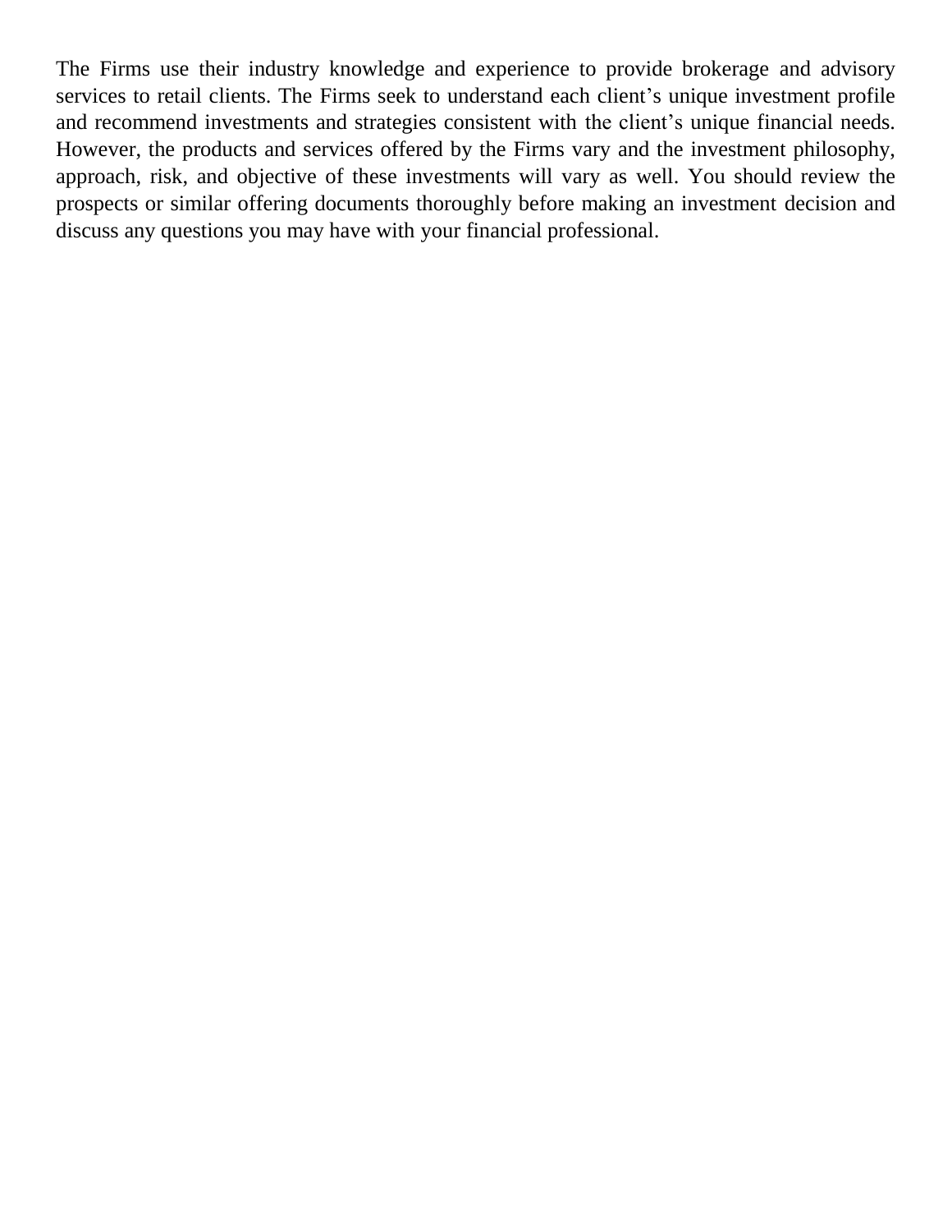The Firms use their industry knowledge and experience to provide brokerage and advisory services to retail clients. The Firms seek to understand each client's unique investment profile and recommend investments and strategies consistent with the client's unique financial needs. However, the products and services offered by the Firms vary and the investment philosophy, approach, risk, and objective of these investments will vary as well. You should review the prospects or similar offering documents thoroughly before making an investment decision and discuss any questions you may have with your financial professional.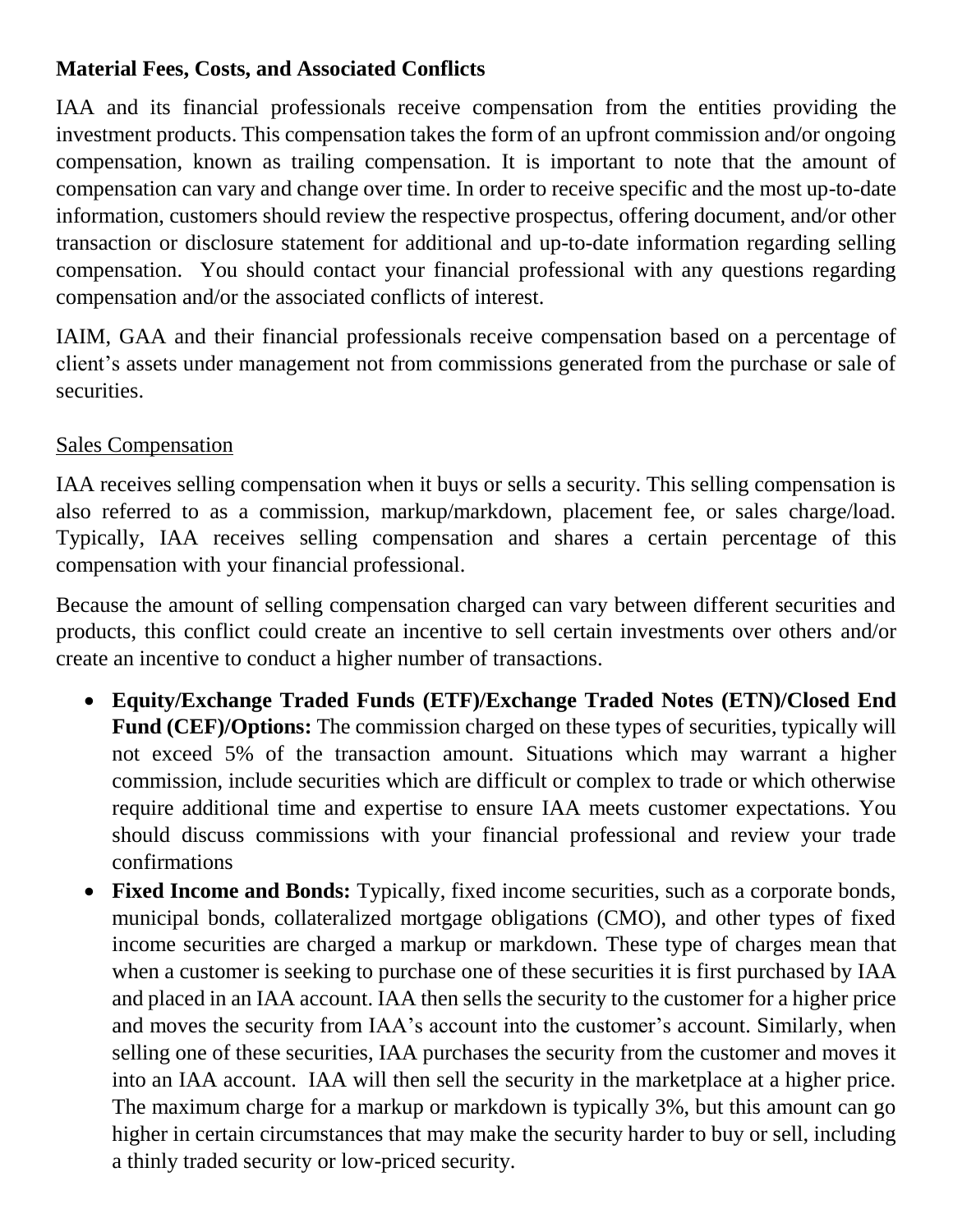**Material Fees, Costs, and Associated Conflicts**

IAA and its financial professionals receive compensation from the entities providing the investment products. This compensation takes the form of an upfront commission and/or ongoing compensation, known as trailing compensation. It is important to note that the amount of compensation can vary and change over time. In order to receive specific and the most up-to-date information, customers should review the respective prospectus, offering document, and/or other transaction or disclosure statement for additional and up-to-date information regarding selling compensation. You should contact your financial professional with any questions regarding compensation and/or the associated conflicts of interest.

IAIM, GAA and their financial professionals receive compensation based on a percentage of client's assets under management not from commissions generated from the purchase or sale of securities.

<u>Sales Compensation</u>

IAA receives selling compensation when it buys or sells a security. This selling compensation is also referred to as a commission, markup/markdown, placement fee, or sales charge/load. Typically, IAA receives selling compensation and shares a certain percentage of this compensation with your financial professional.

Because the amount of selling compensation charged can vary between different securities and products, this conflict could create an incentive to sell certain investments over others and/or create an incentive to conduct a higher number of transactions.

- **Equity/Exchange Traded Funds (ETF)/Exchange Traded Notes (ETN)/Closed End Fund (CEF)/Options:** The commission charged on these types of securities, typically will not exceed 5% of the transaction amount. Situations which may warrant a higher commission, include securities which are difficult or complex to trade or which otherwise require additional time and expertise to ensure IAA meets customer expectations. You should discuss commissions with your financial professional and review your trade confirmations
- **Fixed Income and Bonds:** Typically, fixed income securities, such as a corporate bonds, municipal bonds, collateralized mortgage obligations (CMO), and other types of fixed income securities are charged a markup or markdown. These type of charges mean that when a customer is seeking to purchase one of these securities it is first purchased by IAA and placed in an IAA account. IAA then sells the security to the customer for a higher price and moves the security from IAA's account into the customer's account. Similarly, when selling one of these securities, IAA purchases the security from the customer and moves it into an IAA account. IAA will then sell the security in the marketplace at a higher price. The maximum charge for a markup or markdown is typically 3%, but this amount can go higher in certain circumstances that may make the security harder to buy or sell, including a thinly traded security or low-priced security.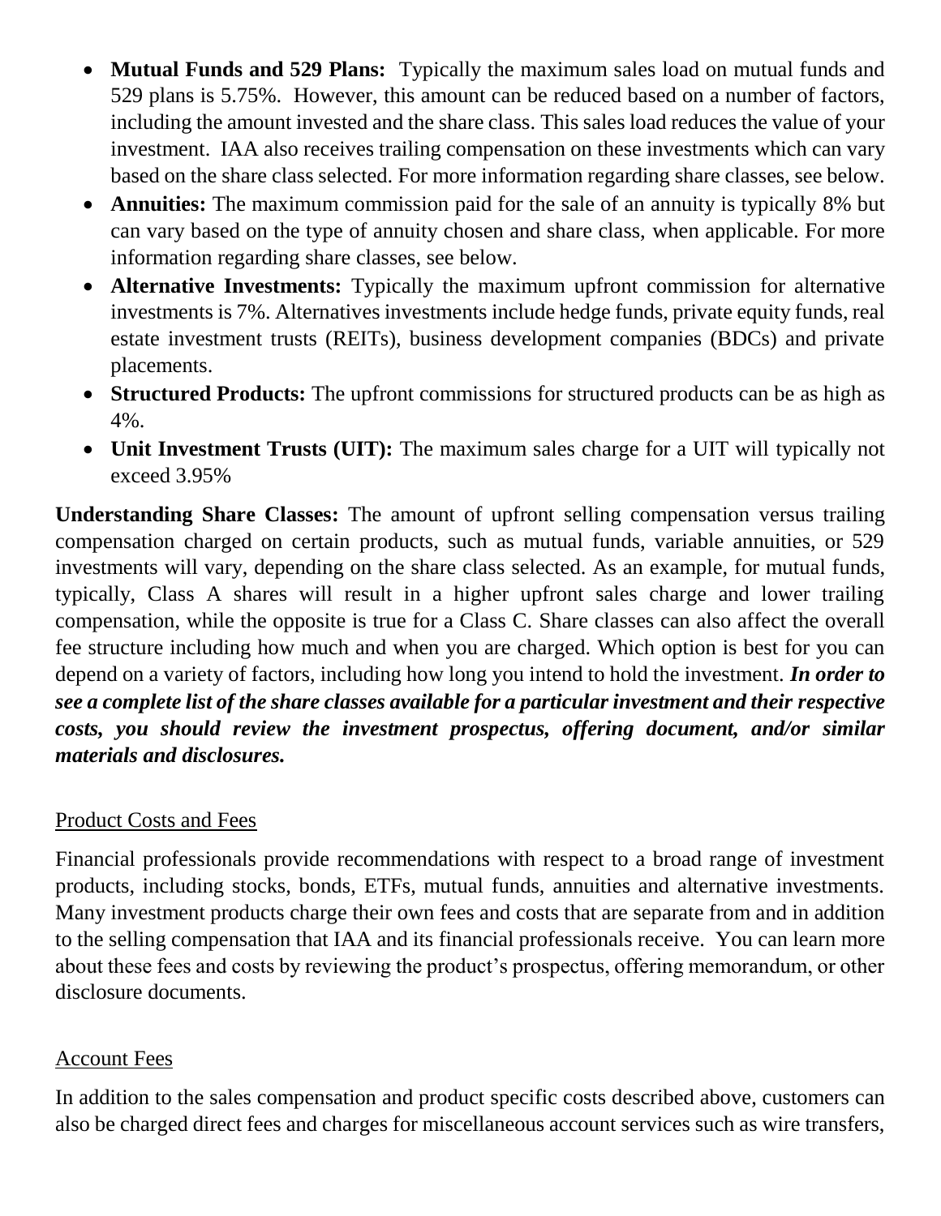- **Mutual Funds and 529 Plans:** Typically the maximum sales load on mutual funds and 529 plans is 5.75%. However, this amount can be reduced based on a number of factors, including the amount invested and the share class. This sales load reduces the value of your investment. IAA also receives trailing compensation on these investments which can vary based on the share class selected. For more information regarding share classes, see below.
- **Annuities:** The maximum commission paid for the sale of an annuity is typically 8% but can vary based on the type of annuity chosen and share class, when applicable. For more information regarding share classes, see below.
- **Alternative Investments:** Typically the maximum upfront commission for alternative investments is 7%. Alternatives investments include hedge funds, private equity funds, real estate investment trusts (REITs), business development companies (BDCs) and private placements.
- **Structured Products:** The upfront commissions for structured products can be as high as 4%.
- **Unit Investment Trusts (UIT):** The maximum sales charge for a UIT will typically not exceed 3.95%

**Understanding Share Classes:** The amount of upfront selling compensation versus trailing compensation charged on certain products, such as mutual funds, variable annuities, or 529 investments will vary, depending on the share class selected. As an example, for mutual funds, typically, Class A shares will result in a higher upfront sales charge and lower trailing compensation, while the opposite is true for a Class C. Share classes can also affect the overall fee structure including how much and when you are charged. Which option is best for you can depend on a variety of factors, including how long you intend to hold the investment. ***In order to see a complete list of the share classes available for a particular investment and their respective costs, you should review the investment prospectus, offering document, and/or similar materials and disclosures.***

<u>Product Costs and Fees</u>

Financial professionals provide recommendations with respect to a broad range of investment products, including stocks, bonds, ETFs, mutual funds, annuities and alternative investments. Many investment products charge their own fees and costs that are separate from and in addition to the selling compensation that IAA and its financial professionals receive. You can learn more about these fees and costs by reviewing the product's prospectus, offering memorandum, or other disclosure documents.

<u>Account Fees</u>

In addition to the sales compensation and product specific costs described above, customers can also be charged direct fees and charges for miscellaneous account services such as wire transfers,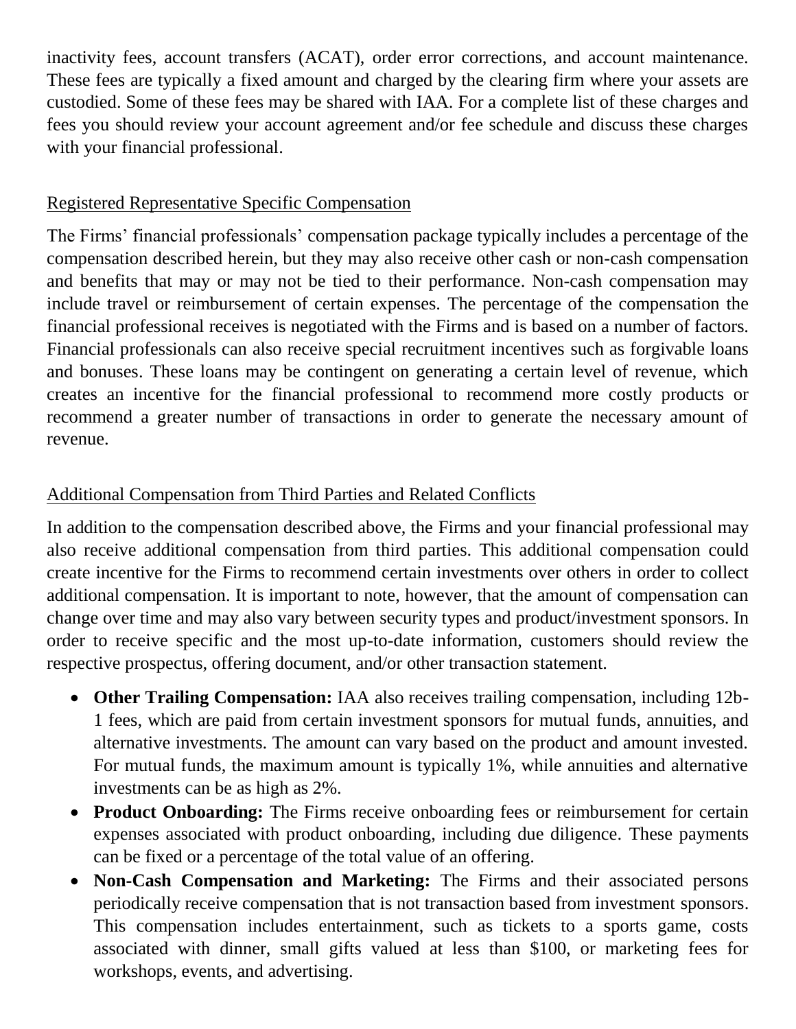inactivity fees, account transfers (ACAT), order error corrections, and account maintenance. These fees are typically a fixed amount and charged by the clearing firm where your assets are custodied. Some of these fees may be shared with IAA. For a complete list of these charges and fees you should review your account agreement and/or fee schedule and discuss these charges with your financial professional.

<u>Registered Representative Specific Compensation</u>

The Firms' financial professionals' compensation package typically includes a percentage of the compensation described herein, but they may also receive other cash or non-cash compensation and benefits that may or may not be tied to their performance. Non-cash compensation may include travel or reimbursement of certain expenses. The percentage of the compensation the financial professional receives is negotiated with the Firms and is based on a number of factors. Financial professionals can also receive special recruitment incentives such as forgivable loans and bonuses. These loans may be contingent on generating a certain level of revenue, which creates an incentive for the financial professional to recommend more costly products or recommend a greater number of transactions in order to generate the necessary amount of revenue.

<u>Additional Compensation from Third Parties and Related Conflicts</u>

In addition to the compensation described above, the Firms and your financial professional may also receive additional compensation from third parties. This additional compensation could create incentive for the Firms to recommend certain investments over others in order to collect additional compensation. It is important to note, however, that the amount of compensation can change over time and may also vary between security types and product/investment sponsors. In order to receive specific and the most up-to-date information, customers should review the respective prospectus, offering document, and/or other transaction statement.

- **Other Trailing Compensation:** IAA also receives trailing compensation, including 12b-1 fees, which are paid from certain investment sponsors for mutual funds, annuities, and alternative investments. The amount can vary based on the product and amount invested. For mutual funds, the maximum amount is typically 1%, while annuities and alternative investments can be as high as 2%.
- **Product Onboarding:** The Firms receive onboarding fees or reimbursement for certain expenses associated with product onboarding, including due diligence. These payments can be fixed or a percentage of the total value of an offering.
- **Non-Cash Compensation and Marketing:** The Firms and their associated persons periodically receive compensation that is not transaction based from investment sponsors. This compensation includes entertainment, such as tickets to a sports game, costs associated with dinner, small gifts valued at less than $100, or marketing fees for workshops, events, and advertising.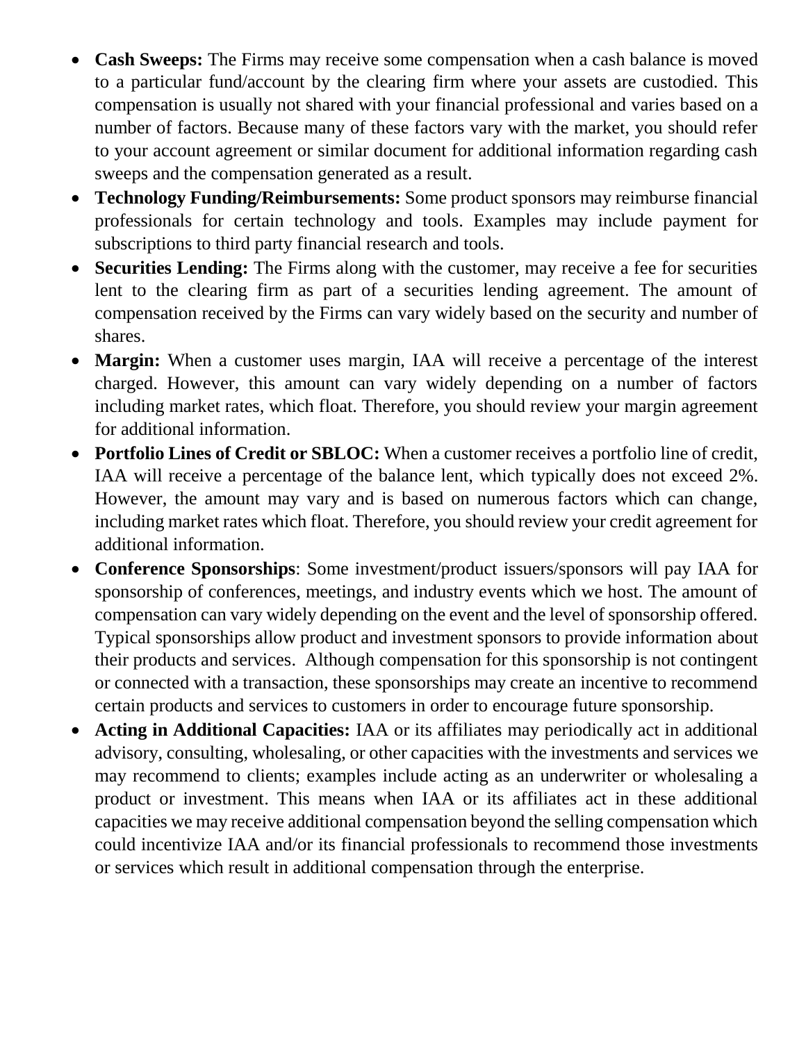- **Cash Sweeps:** The Firms may receive some compensation when a cash balance is moved to a particular fund/account by the clearing firm where your assets are custodied. This compensation is usually not shared with your financial professional and varies based on a number of factors. Because many of these factors vary with the market, you should refer to your account agreement or similar document for additional information regarding cash sweeps and the compensation generated as a result.
- **Technology Funding/Reimbursements:** Some product sponsors may reimburse financial professionals for certain technology and tools. Examples may include payment for subscriptions to third party financial research and tools.
- **Securities Lending:** The Firms along with the customer, may receive a fee for securities lent to the clearing firm as part of a securities lending agreement. The amount of compensation received by the Firms can vary widely based on the security and number of shares.
- **Margin:** When a customer uses margin, IAA will receive a percentage of the interest charged. However, this amount can vary widely depending on a number of factors including market rates, which float. Therefore, you should review your margin agreement for additional information.
- **Portfolio Lines of Credit or SBLOC:** When a customer receives a portfolio line of credit, IAA will receive a percentage of the balance lent, which typically does not exceed 2%. However, the amount may vary and is based on numerous factors which can change, including market rates which float. Therefore, you should review your credit agreement for additional information.
- **Conference Sponsorships**: Some investment/product issuers/sponsors will pay IAA for sponsorship of conferences, meetings, and industry events which we host. The amount of compensation can vary widely depending on the event and the level of sponsorship offered. Typical sponsorships allow product and investment sponsors to provide information about their products and services. Although compensation for this sponsorship is not contingent or connected with a transaction, these sponsorships may create an incentive to recommend certain products and services to customers in order to encourage future sponsorship.
- **Acting in Additional Capacities:** IAA or its affiliates may periodically act in additional advisory, consulting, wholesaling, or other capacities with the investments and services we may recommend to clients; examples include acting as an underwriter or wholesaling a product or investment. This means when IAA or its affiliates act in these additional capacities we may receive additional compensation beyond the selling compensation which could incentivize IAA and/or its financial professionals to recommend those investments or services which result in additional compensation through the enterprise.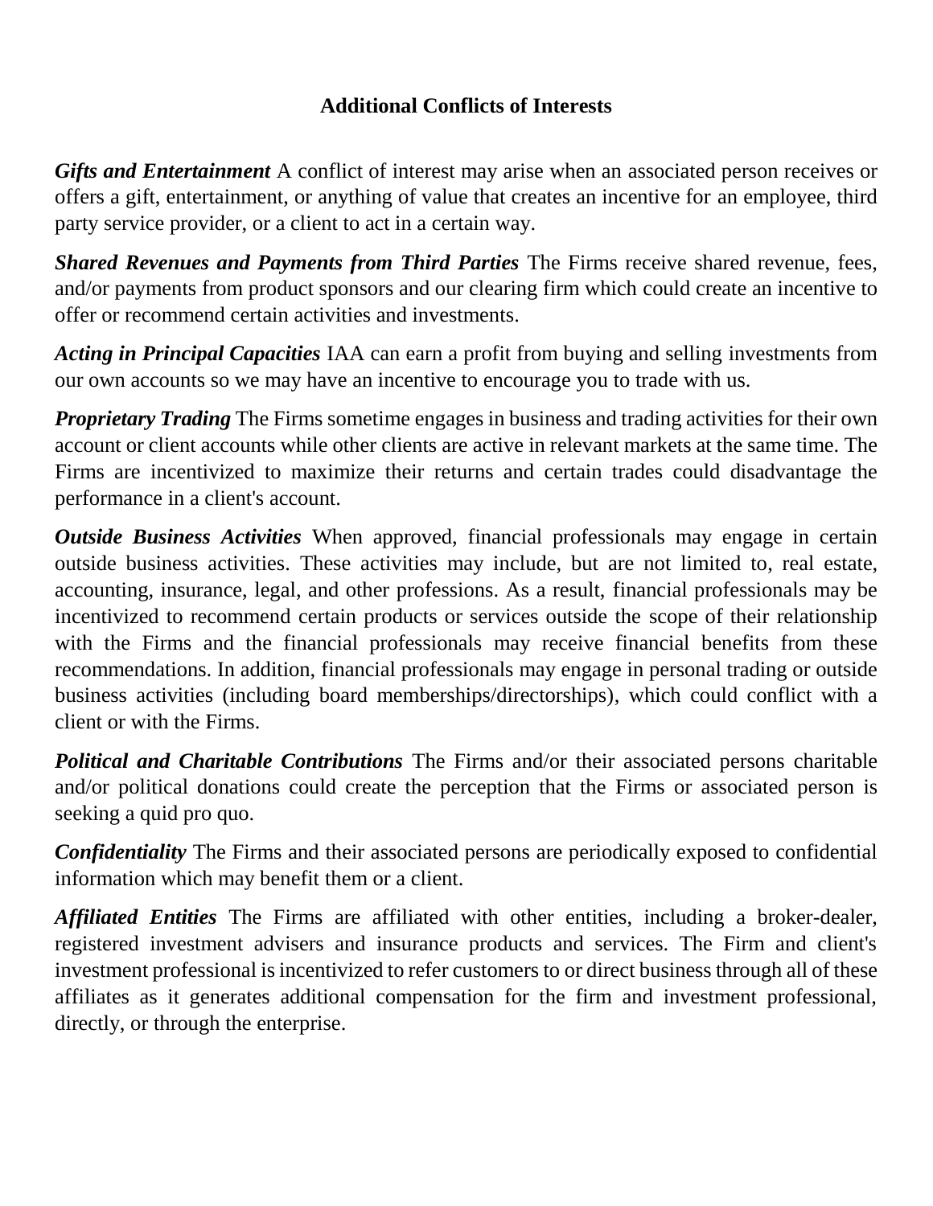## Additional Conflicts of Interests

***Gifts and Entertainment*** A conflict of interest may arise when an associated person receives or offers a gift, entertainment, or anything of value that creates an incentive for an employee, third party service provider, or a client to act in a certain way.

***Shared Revenues and Payments from Third Parties*** The Firms receive shared revenue, fees, and/or payments from product sponsors and our clearing firm which could create an incentive to offer or recommend certain activities and investments.

***Acting in Principal Capacities*** IAA can earn a profit from buying and selling investments from our own accounts so we may have an incentive to encourage you to trade with us.

***Proprietary Trading*** The Firms sometime engages in business and trading activities for their own account or client accounts while other clients are active in relevant markets at the same time. The Firms are incentivized to maximize their returns and certain trades could disadvantage the performance in a client's account.

***Outside Business Activities*** When approved, financial professionals may engage in certain outside business activities. These activities may include, but are not limited to, real estate, accounting, insurance, legal, and other professions. As a result, financial professionals may be incentivized to recommend certain products or services outside the scope of their relationship with the Firms and the financial professionals may receive financial benefits from these recommendations. In addition, financial professionals may engage in personal trading or outside business activities (including board memberships/directorships), which could conflict with a client or with the Firms.

***Political and Charitable Contributions*** The Firms and/or their associated persons charitable and/or political donations could create the perception that the Firms or associated person is seeking a quid pro quo.

***Confidentiality*** The Firms and their associated persons are periodically exposed to confidential information which may benefit them or a client.

***Affiliated Entities*** The Firms are affiliated with other entities, including a broker-dealer, registered investment advisers and insurance products and services. The Firm and client's investment professional is incentivized to refer customers to or direct business through all of these affiliates as it generates additional compensation for the firm and investment professional, directly, or through the enterprise.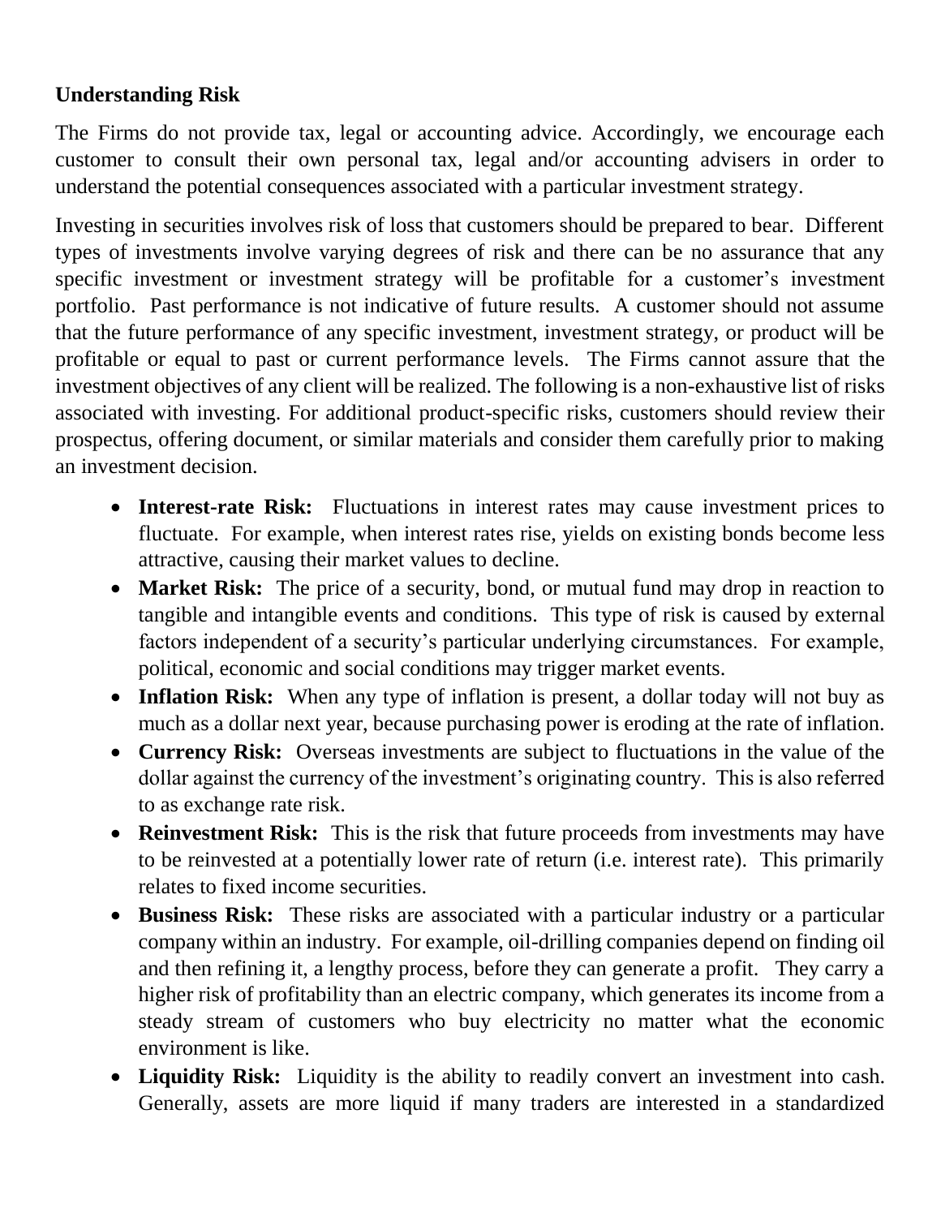**Understanding Risk**

The Firms do not provide tax, legal or accounting advice. Accordingly, we encourage each customer to consult their own personal tax, legal and/or accounting advisers in order to understand the potential consequences associated with a particular investment strategy.

Investing in securities involves risk of loss that customers should be prepared to bear. Different types of investments involve varying degrees of risk and there can be no assurance that any specific investment or investment strategy will be profitable for a customer's investment portfolio. Past performance is not indicative of future results. A customer should not assume that the future performance of any specific investment, investment strategy, or product will be profitable or equal to past or current performance levels. The Firms cannot assure that the investment objectives of any client will be realized. The following is a non-exhaustive list of risks associated with investing. For additional product-specific risks, customers should review their prospectus, offering document, or similar materials and consider them carefully prior to making an investment decision.

- **Interest-rate Risk:** Fluctuations in interest rates may cause investment prices to fluctuate. For example, when interest rates rise, yields on existing bonds become less attractive, causing their market values to decline.
- **Market Risk:** The price of a security, bond, or mutual fund may drop in reaction to tangible and intangible events and conditions. This type of risk is caused by external factors independent of a security's particular underlying circumstances. For example, political, economic and social conditions may trigger market events.
- **Inflation Risk:** When any type of inflation is present, a dollar today will not buy as much as a dollar next year, because purchasing power is eroding at the rate of inflation.
- **Currency Risk:** Overseas investments are subject to fluctuations in the value of the dollar against the currency of the investment's originating country. This is also referred to as exchange rate risk.
- **Reinvestment Risk:** This is the risk that future proceeds from investments may have to be reinvested at a potentially lower rate of return (i.e. interest rate). This primarily relates to fixed income securities.
- **Business Risk:** These risks are associated with a particular industry or a particular company within an industry. For example, oil-drilling companies depend on finding oil and then refining it, a lengthy process, before they can generate a profit. They carry a higher risk of profitability than an electric company, which generates its income from a steady stream of customers who buy electricity no matter what the economic environment is like.
- **Liquidity Risk:** Liquidity is the ability to readily convert an investment into cash. Generally, assets are more liquid if many traders are interested in a standardized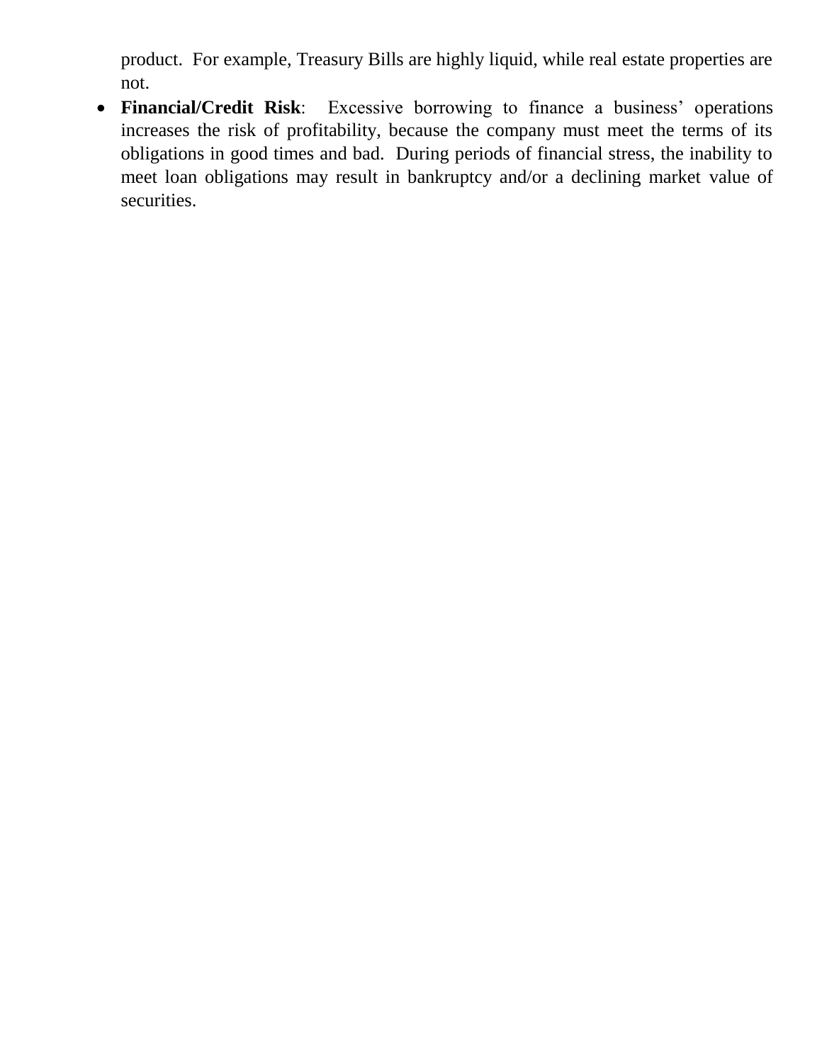product.  For example, Treasury Bills are highly liquid, while real estate properties are not.

- **Financial/Credit Risk**:  Excessive borrowing to finance a business' operations increases the risk of profitability, because the company must meet the terms of its obligations in good times and bad.  During periods of financial stress, the inability to meet loan obligations may result in bankruptcy and/or a declining market value of securities.